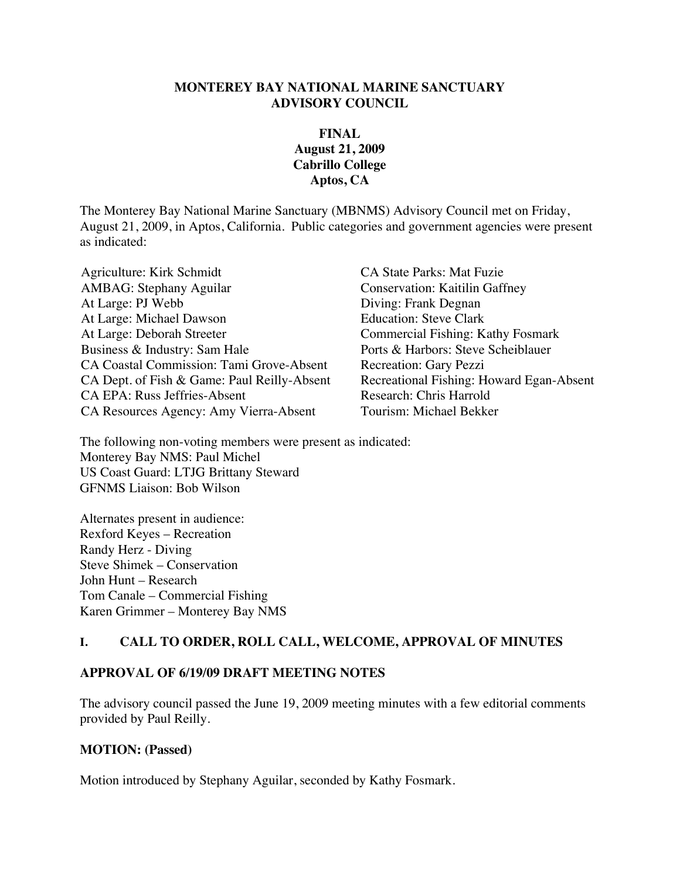# MONTEREY BAY NATIONAL MARINE SANCTUARY ADVISORY COUNCIL

**FINAL**
**August 21, 2009**
**Cabrillo College**
**Aptos, CA**

The Monterey Bay National Marine Sanctuary (MBNMS) Advisory Council met on Friday, August 21, 2009, in Aptos, California. Public categories and government agencies were present as indicated:

Agriculture: Kirk Schmidt
AMBAG: Stephany Aguilar
At Large: PJ Webb
At Large: Michael Dawson
At Large: Deborah Streeter
Business & Industry: Sam Hale
CA Coastal Commission: Tami Grove-Absent
CA Dept. of Fish & Game: Paul Reilly-Absent
CA EPA: Russ Jeffries-Absent
CA Resources Agency: Amy Vierra-Absent
CA State Parks: Mat Fuzie
Conservation: Kaitilin Gaffney
Diving: Frank Degnan
Education: Steve Clark
Commercial Fishing: Kathy Fosmark
Ports & Harbors: Steve Scheiblauer
Recreation: Gary Pezzi
Recreational Fishing: Howard Egan-Absent
Research: Chris Harrold
Tourism: Michael Bekker

The following non-voting members were present as indicated:
Monterey Bay NMS: Paul Michel
US Coast Guard: LTJG Brittany Steward
GFNMS Liaison: Bob Wilson

Alternates present in audience:
Rexford Keyes – Recreation
Randy Herz - Diving
Steve Shimek – Conservation
John Hunt – Research
Tom Canale – Commercial Fishing
Karen Grimmer – Monterey Bay NMS

## I. CALL TO ORDER, ROLL CALL, WELCOME, APPROVAL OF MINUTES

### APPROVAL OF 6/19/09 DRAFT MEETING NOTES

The advisory council passed the June 19, 2009 meeting minutes with a few editorial comments provided by Paul Reilly.

**MOTION: (Passed)**

Motion introduced by Stephany Aguilar, seconded by Kathy Fosmark.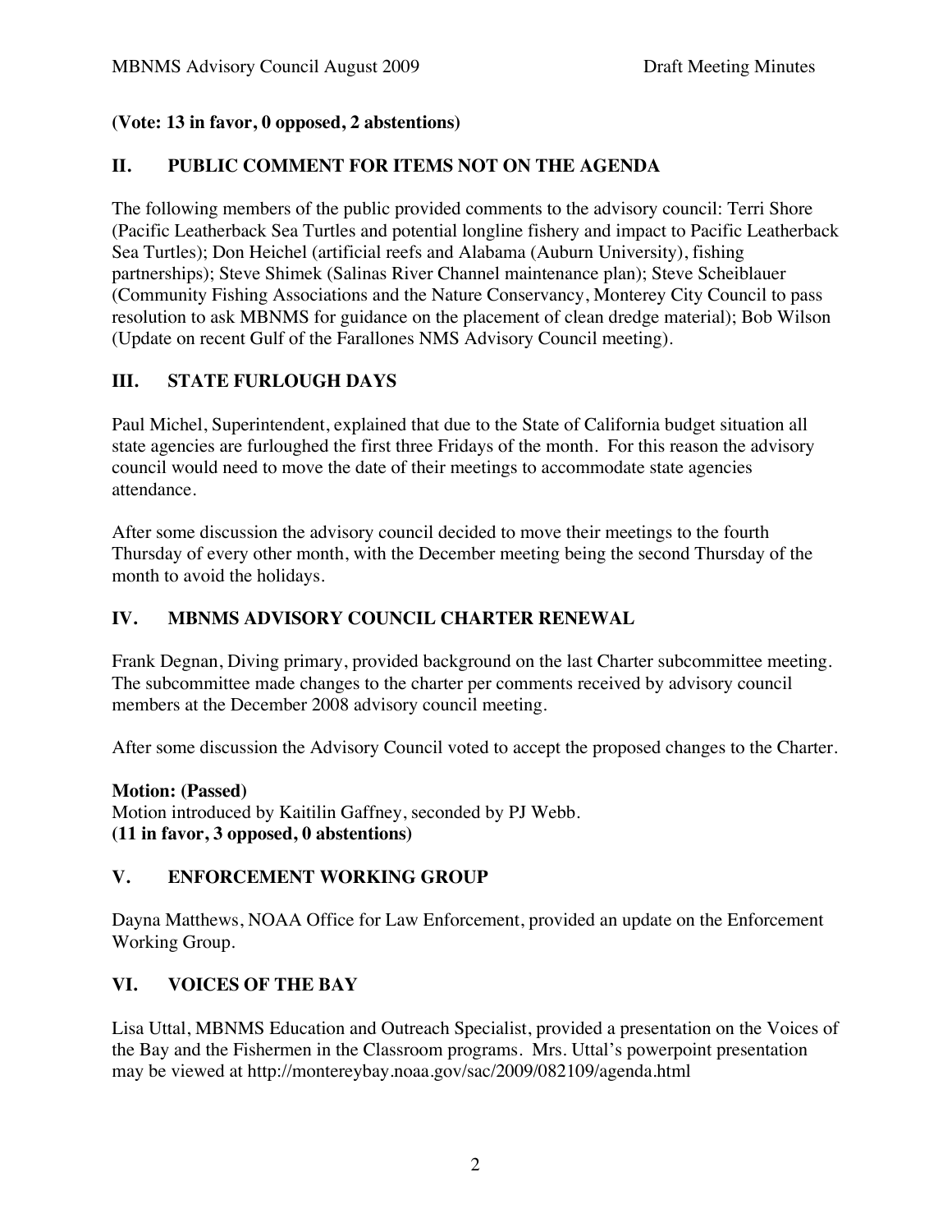**(Vote: 13 in favor, 0 opposed, 2 abstentions)**

## II. PUBLIC COMMENT FOR ITEMS NOT ON THE AGENDA

The following members of the public provided comments to the advisory council: Terri Shore (Pacific Leatherback Sea Turtles and potential longline fishery and impact to Pacific Leatherback Sea Turtles); Don Heichel (artificial reefs and Alabama (Auburn University), fishing partnerships); Steve Shimek (Salinas River Channel maintenance plan); Steve Scheiblauer (Community Fishing Associations and the Nature Conservancy, Monterey City Council to pass resolution to ask MBNMS for guidance on the placement of clean dredge material); Bob Wilson (Update on recent Gulf of the Farallones NMS Advisory Council meeting).

## III. STATE FURLOUGH DAYS

Paul Michel, Superintendent, explained that due to the State of California budget situation all state agencies are furloughed the first three Fridays of the month. For this reason the advisory council would need to move the date of their meetings to accommodate state agencies attendance.

After some discussion the advisory council decided to move their meetings to the fourth Thursday of every other month, with the December meeting being the second Thursday of the month to avoid the holidays.

## IV. MBNMS ADVISORY COUNCIL CHARTER RENEWAL

Frank Degnan, Diving primary, provided background on the last Charter subcommittee meeting. The subcommittee made changes to the charter per comments received by advisory council members at the December 2008 advisory council meeting.

After some discussion the Advisory Council voted to accept the proposed changes to the Charter.

**Motion: (Passed)**
Motion introduced by Kaitilin Gaffney, seconded by PJ Webb.
**(11 in favor, 3 opposed, 0 abstentions)**

## V. ENFORCEMENT WORKING GROUP

Dayna Matthews, NOAA Office for Law Enforcement, provided an update on the Enforcement Working Group.

## VI. VOICES OF THE BAY

Lisa Uttal, MBNMS Education and Outreach Specialist, provided a presentation on the Voices of the Bay and the Fishermen in the Classroom programs. Mrs. Uttal's powerpoint presentation may be viewed at http://montereybay.noaa.gov/sac/2009/082109/agenda.html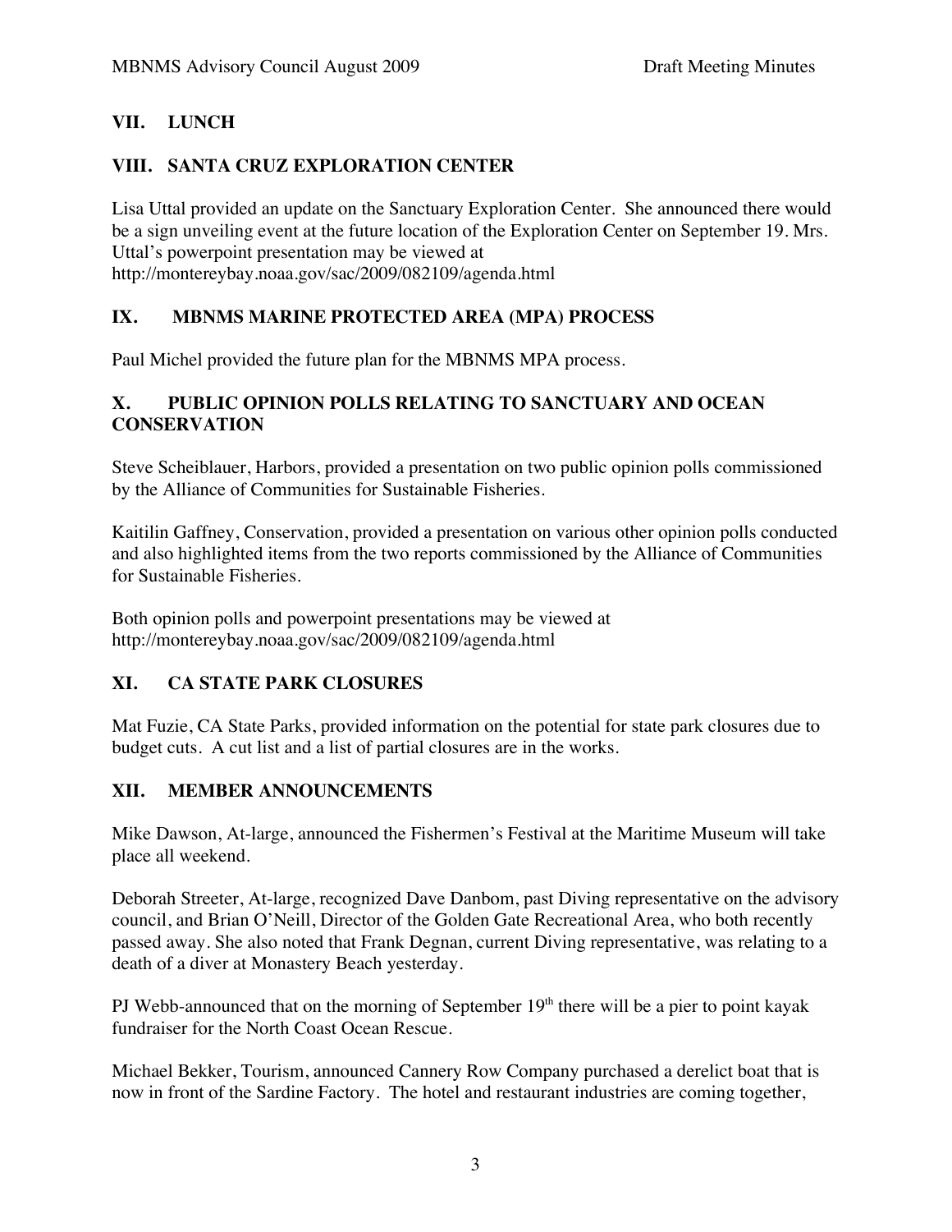## VII. LUNCH

## VIII. SANTA CRUZ EXPLORATION CENTER

Lisa Uttal provided an update on the Sanctuary Exploration Center. She announced there would be a sign unveiling event at the future location of the Exploration Center on September 19. Mrs. Uttal's powerpoint presentation may be viewed at http://montereybay.noaa.gov/sac/2009/082109/agenda.html

## IX. MBNMS MARINE PROTECTED AREA (MPA) PROCESS

Paul Michel provided the future plan for the MBNMS MPA process.

## X. PUBLIC OPINION POLLS RELATING TO SANCTUARY AND OCEAN CONSERVATION

Steve Scheiblauer, Harbors, provided a presentation on two public opinion polls commissioned by the Alliance of Communities for Sustainable Fisheries.

Kaitilin Gaffney, Conservation, provided a presentation on various other opinion polls conducted and also highlighted items from the two reports commissioned by the Alliance of Communities for Sustainable Fisheries.

Both opinion polls and powerpoint presentations may be viewed at http://montereybay.noaa.gov/sac/2009/082109/agenda.html

## XI. CA STATE PARK CLOSURES

Mat Fuzie, CA State Parks, provided information on the potential for state park closures due to budget cuts. A cut list and a list of partial closures are in the works.

## XII. MEMBER ANNOUNCEMENTS

Mike Dawson, At-large, announced the Fishermen's Festival at the Maritime Museum will take place all weekend.

Deborah Streeter, At-large, recognized Dave Danbom, past Diving representative on the advisory council, and Brian O'Neill, Director of the Golden Gate Recreational Area, who both recently passed away. She also noted that Frank Degnan, current Diving representative, was relating to a death of a diver at Monastery Beach yesterday.

PJ Webb-announced that on the morning of September 19th there will be a pier to point kayak fundraiser for the North Coast Ocean Rescue.

Michael Bekker, Tourism, announced Cannery Row Company purchased a derelict boat that is now in front of the Sardine Factory. The hotel and restaurant industries are coming together,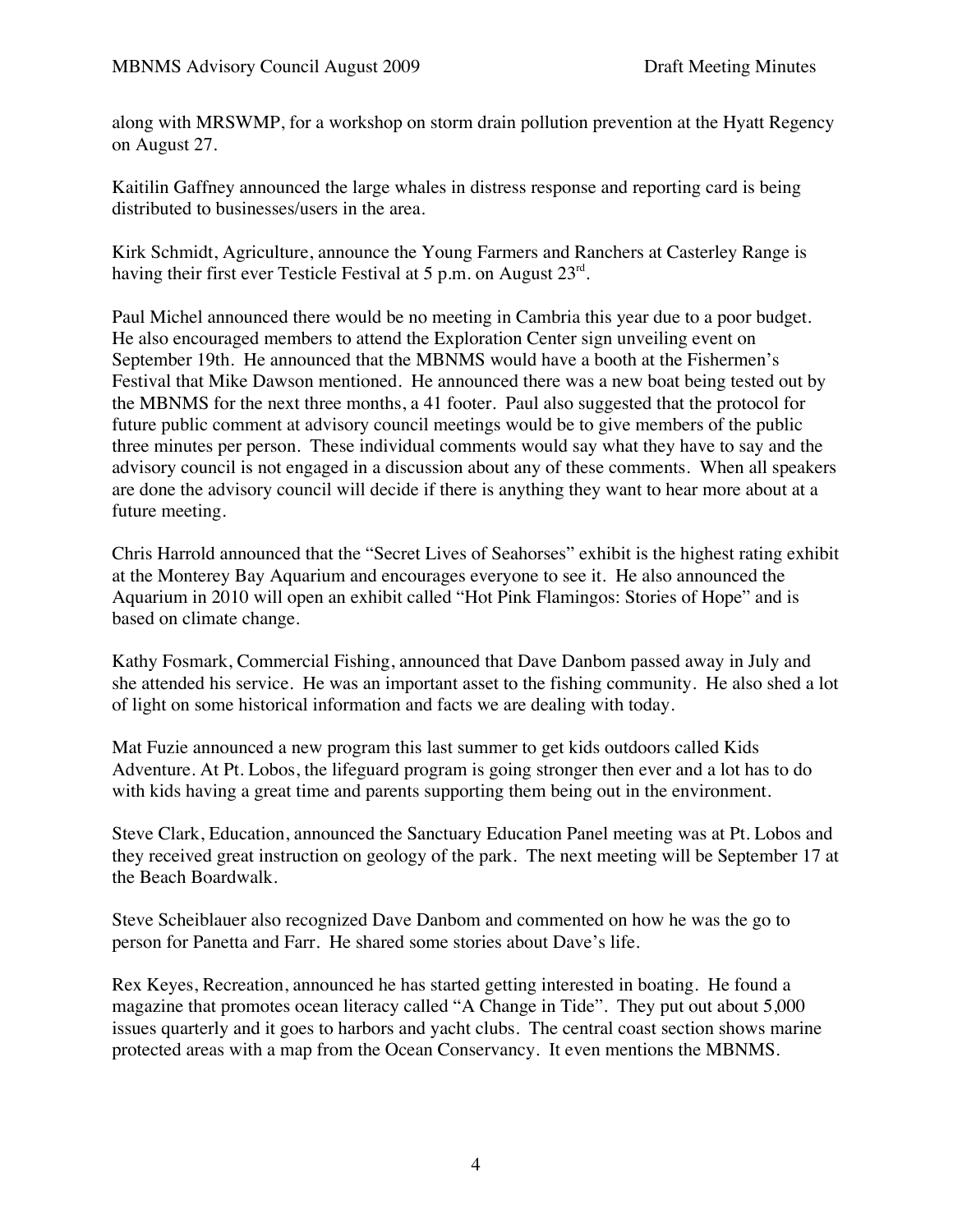along with MRSWMP, for a workshop on storm drain pollution prevention at the Hyatt Regency on August 27.

Kaitilin Gaffney announced the large whales in distress response and reporting card is being distributed to businesses/users in the area.

Kirk Schmidt, Agriculture, announce the Young Farmers and Ranchers at Casterley Range is having their first ever Testicle Festival at 5 p.m. on August 23rd.

Paul Michel announced there would be no meeting in Cambria this year due to a poor budget. He also encouraged members to attend the Exploration Center sign unveiling event on September 19th. He announced that the MBNMS would have a booth at the Fishermen's Festival that Mike Dawson mentioned. He announced there was a new boat being tested out by the MBNMS for the next three months, a 41 footer. Paul also suggested that the protocol for future public comment at advisory council meetings would be to give members of the public three minutes per person. These individual comments would say what they have to say and the advisory council is not engaged in a discussion about any of these comments. When all speakers are done the advisory council will decide if there is anything they want to hear more about at a future meeting.

Chris Harrold announced that the "Secret Lives of Seahorses" exhibit is the highest rating exhibit at the Monterey Bay Aquarium and encourages everyone to see it. He also announced the Aquarium in 2010 will open an exhibit called "Hot Pink Flamingos: Stories of Hope" and is based on climate change.

Kathy Fosmark, Commercial Fishing, announced that Dave Danbom passed away in July and she attended his service. He was an important asset to the fishing community. He also shed a lot of light on some historical information and facts we are dealing with today.

Mat Fuzie announced a new program this last summer to get kids outdoors called Kids Adventure. At Pt. Lobos, the lifeguard program is going stronger then ever and a lot has to do with kids having a great time and parents supporting them being out in the environment.

Steve Clark, Education, announced the Sanctuary Education Panel meeting was at Pt. Lobos and they received great instruction on geology of the park. The next meeting will be September 17 at the Beach Boardwalk.

Steve Scheiblauer also recognized Dave Danbom and commented on how he was the go to person for Panetta and Farr. He shared some stories about Dave's life.

Rex Keyes, Recreation, announced he has started getting interested in boating. He found a magazine that promotes ocean literacy called "A Change in Tide". They put out about 5,000 issues quarterly and it goes to harbors and yacht clubs. The central coast section shows marine protected areas with a map from the Ocean Conservancy. It even mentions the MBNMS.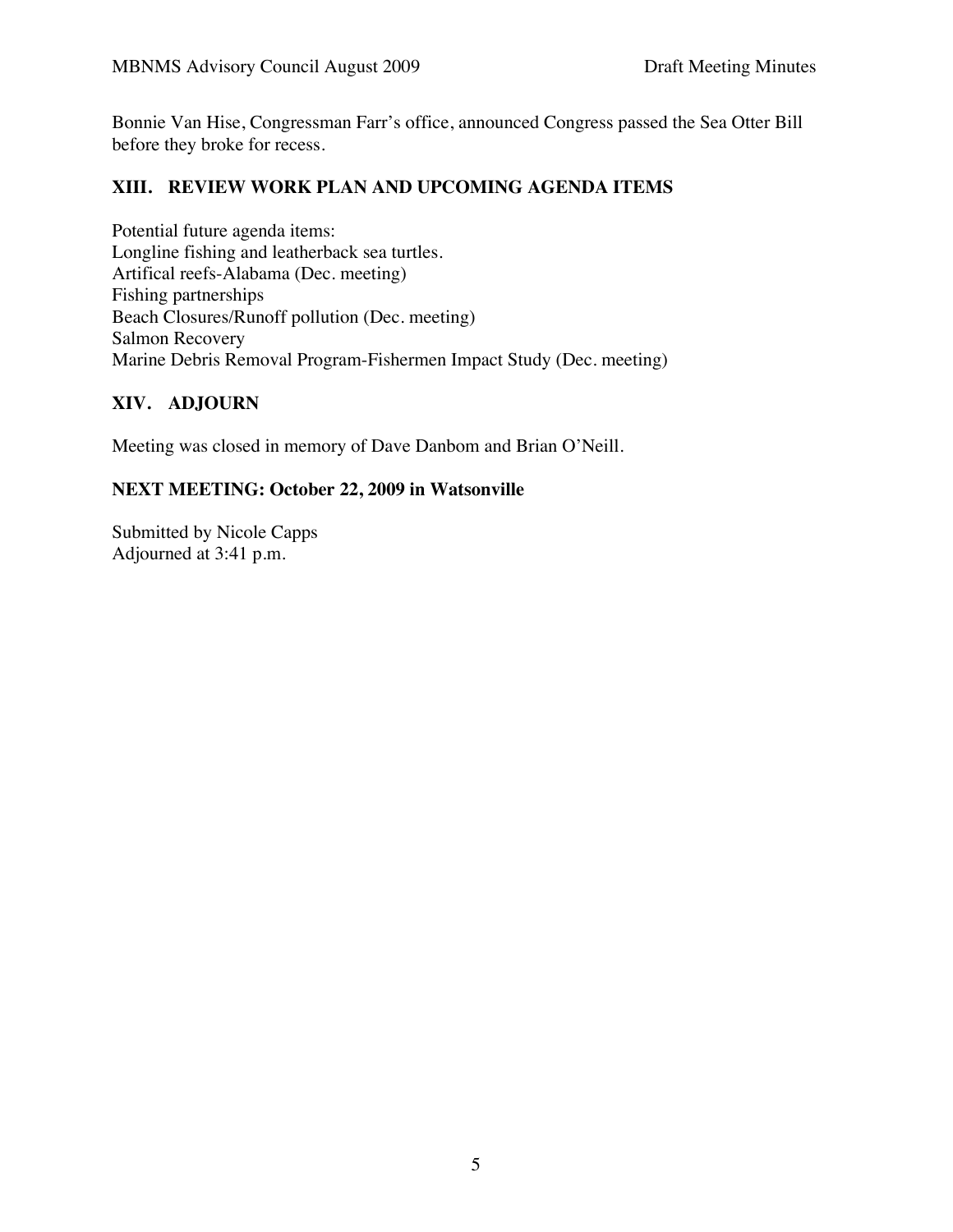Bonnie Van Hise, Congressman Farr's office, announced Congress passed the Sea Otter Bill before they broke for recess.

## XIII. REVIEW WORK PLAN AND UPCOMING AGENDA ITEMS

Potential future agenda items:
Longline fishing and leatherback sea turtles.
Artifical reefs-Alabama (Dec. meeting)
Fishing partnerships
Beach Closures/Runoff pollution (Dec. meeting)
Salmon Recovery
Marine Debris Removal Program-Fishermen Impact Study (Dec. meeting)

## XIV. ADJOURN

Meeting was closed in memory of Dave Danbom and Brian O'Neill.

**NEXT MEETING: October 22, 2009 in Watsonville**

Submitted by Nicole Capps
Adjourned at 3:41 p.m.